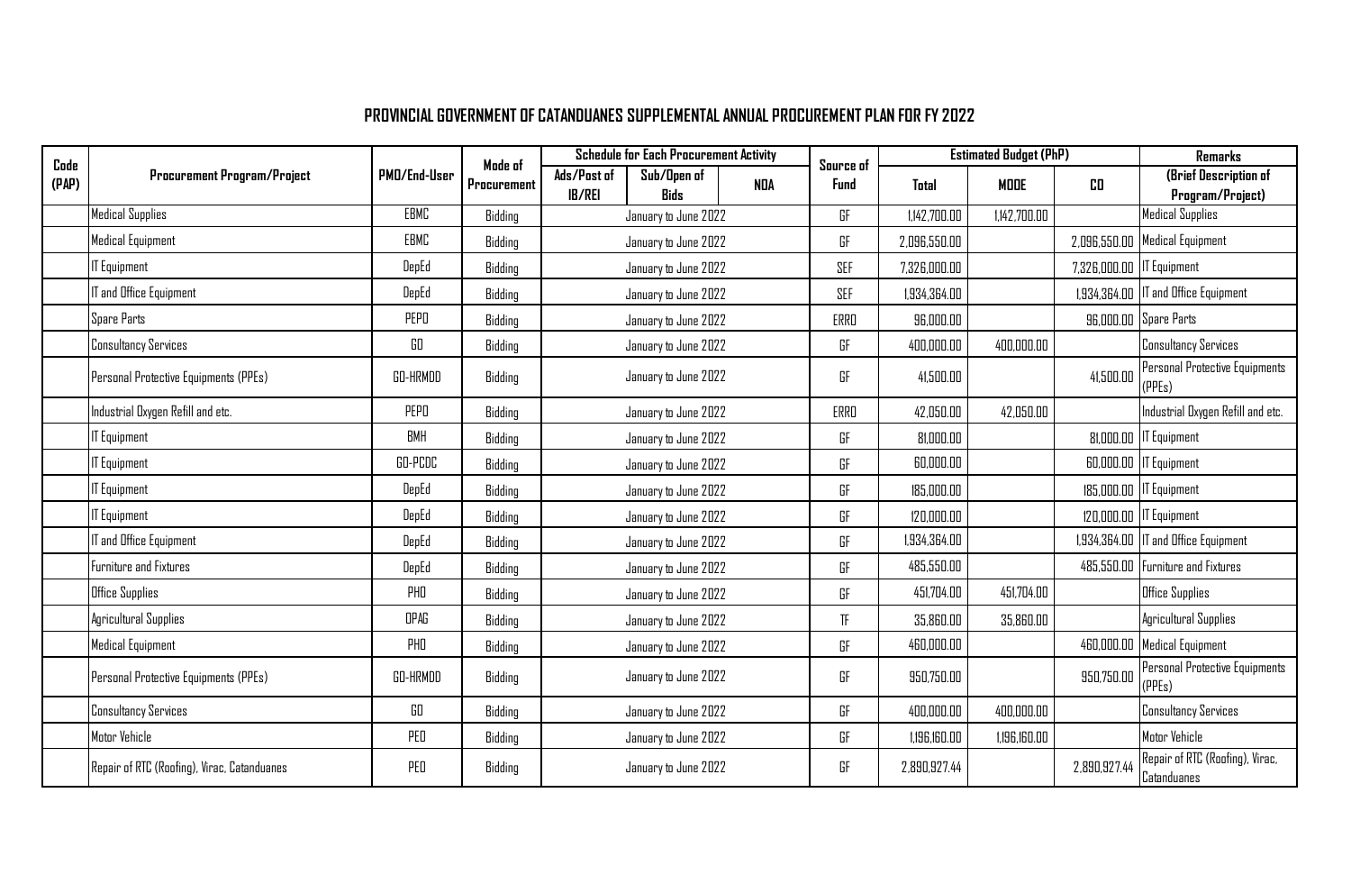# PROVINCIAL GOVERNMENT OF CATANDUANES SUPPLEMENTAL ANNUAL PROCUREMENT PLAN FOR FY 2022

| Code (PAP) | Procurement Program/Project | PMO/End-User | Mode of Procurement | Schedule for Each Procurement Activity | | | Source of Fund | Estimated Budget (PhP) | | | Remarks |
|---|---|---|---|---|---|---|---|---|---|---|---|
| | | | | Ads/Post of IB/REI | Sub/Open of Bids | NOA | | Total | MOOE | CO | (Brief Description of Program/Project) |
| | Medical Supplies | EBMC | Bidding | January to June 2022 | | | GF | 1,142,700.00 | 1,142,700.00 | | Medical Supplies |
| | Medical Equipment | EBMC | Bidding | January to June 2022 | | | GF | 2,096,550.00 | | 2,096,550.00 | Medical Equipment |
| | IT Equipment | DepEd | Bidding | January to June 2022 | | | SEF | 7,326,000.00 | | 7,326,000.00 | IT Equipment |
| | IT and Office Equipment | DepEd | Bidding | January to June 2022 | | | SEF | 1,934,364.00 | | 1,934,364.00 | IT and Office Equipment |
| | Spare Parts | PEPO | Bidding | January to June 2022 | | | ERRO | 96,000.00 | | 96,000.00 | Spare Parts |
| | Consultancy Services | GO | Bidding | January to June 2022 | | | GF | 400,000.00 | 400,000.00 | | Consultancy Services |
| | Personal Protective Equipments (PPEs) | GO-HRMDD | Bidding | January to June 2022 | | | GF | 41,500.00 | | 41,500.00 | Personal Protective Equipments (PPEs) |
| | Industrial Oxygen Refill and etc. | PEPO | Bidding | January to June 2022 | | | ERRO | 42,050.00 | 42,050.00 | | Industrial Oxygen Refill and etc. |
| | IT Equipment | BMH | Bidding | January to June 2022 | | | GF | 81,000.00 | | 81,000.00 | IT Equipment |
| | IT Equipment | GO-PCDC | Bidding | January to June 2022 | | | GF | 60,000.00 | | 60,000.00 | IT Equipment |
| | IT Equipment | DepEd | Bidding | January to June 2022 | | | GF | 185,000.00 | | 185,000.00 | IT Equipment |
| | IT Equipment | DepEd | Bidding | January to June 2022 | | | GF | 120,000.00 | | 120,000.00 | IT Equipment |
| | IT and Office Equipment | DepEd | Bidding | January to June 2022 | | | GF | 1,934,364.00 | | 1,934,364.00 | IT and Office Equipment |
| | Furniture and Fixtures | DepEd | Bidding | January to June 2022 | | | GF | 485,550.00 | | 485,550.00 | Furniture and Fixtures |
| | Office Supplies | PHO | Bidding | January to June 2022 | | | GF | 451,704.00 | 451,704.00 | | Office Supplies |
| | Agricultural Supplies | OPAG | Bidding | January to June 2022 | | | TF | 35,860.00 | 35,860.00 | | Agricultural Supplies |
| | Medical Equipment | PHO | Bidding | January to June 2022 | | | GF | 460,000.00 | | 460,000.00 | Medical Equipment |
| | Personal Protective Equipments (PPEs) | GO-HRMDD | Bidding | January to June 2022 | | | GF | 950,750.00 | | 950,750.00 | Personal Protective Equipments (PPEs) |
| | Consultancy Services | GO | Bidding | January to June 2022 | | | GF | 400,000.00 | 400,000.00 | | Consultancy Services |
| | Motor Vehicle | PEO | Bidding | January to June 2022 | | | GF | 1,196,160.00 | 1,196,160.00 | | Motor Vehicle |
| | Repair of RTC (Roofing), Virac, Catanduanes | PEO | Bidding | January to June 2022 | | | GF | 2,890,927.44 | | 2,890,927.44 | Repair of RTC (Roofing), Virac, Catanduanes |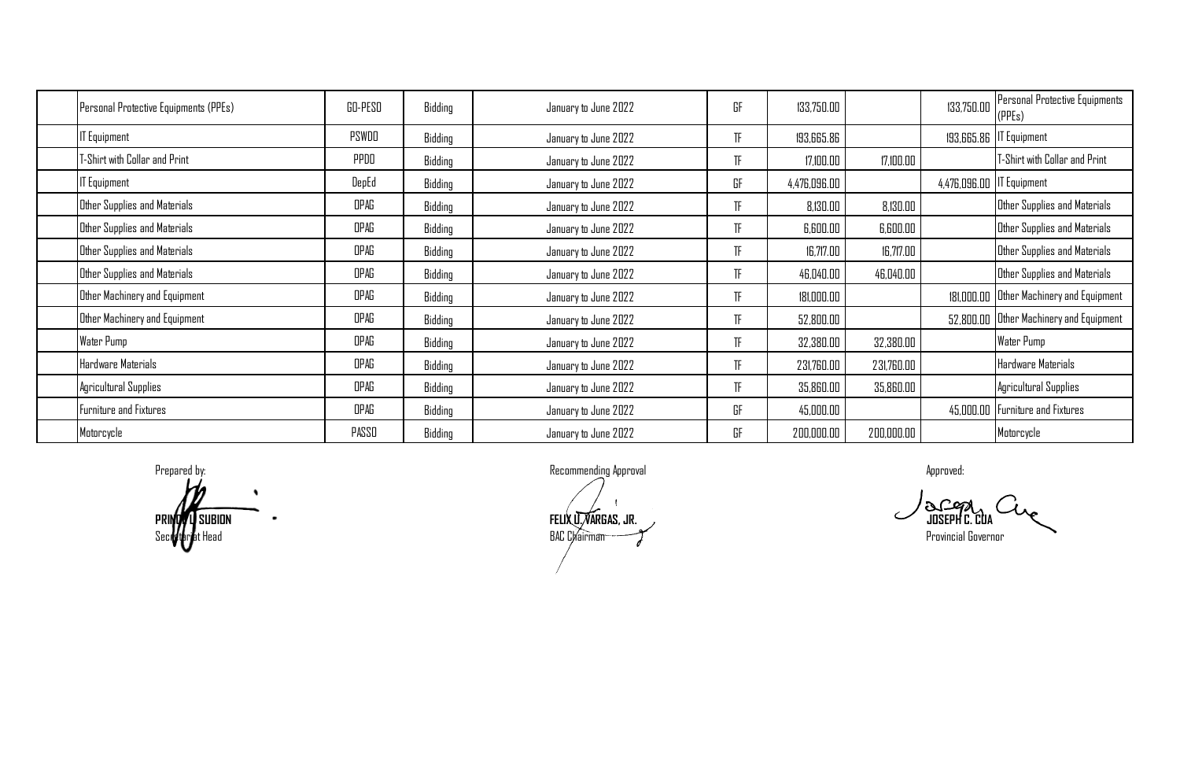| | | | | | | | | | |
|---|---|---|---|---|---|---|---|---|---|
| | Personal Protective Equipments (PPEs) | GO-PESO | Bidding | January to June 2022 | GF | 133,750.00 | | 133,750.00 | Personal Protective Equipments (PPEs) |
| | IT Equipment | PSWDO | Bidding | January to June 2022 | TF | 193,665.86 | | 193,665.86 | IT Equipment |
| | T-Shirt with Collar and Print | PPDO | Bidding | January to June 2022 | TF | 17,100.00 | 17,100.00 | | T-Shirt with Collar and Print |
| | IT Equipment | DepEd | Bidding | January to June 2022 | GF | 4,476,096.00 | | 4,476,096.00 | IT Equipment |
| | Other Supplies and Materials | OPAG | Bidding | January to June 2022 | TF | 8,130.00 | 8,130.00 | | Other Supplies and Materials |
| | Other Supplies and Materials | OPAG | Bidding | January to June 2022 | TF | 6,600.00 | 6,600.00 | | Other Supplies and Materials |
| | Other Supplies and Materials | OPAG | Bidding | January to June 2022 | TF | 16,717.00 | 16,717.00 | | Other Supplies and Materials |
| | Other Supplies and Materials | OPAG | Bidding | January to June 2022 | TF | 46,040.00 | 46,040.00 | | Other Supplies and Materials |
| | Other Machinery and Equipment | OPAG | Bidding | January to June 2022 | TF | 181,000.00 | | 181,000.00 | Other Machinery and Equipment |
| | Other Machinery and Equipment | OPAG | Bidding | January to June 2022 | TF | 52,800.00 | | 52,800.00 | Other Machinery and Equipment |
| | Water Pump | OPAG | Bidding | January to June 2022 | TF | 32,380.00 | 32,380.00 | | Water Pump |
| | Hardware Materials | OPAG | Bidding | January to June 2022 | TF | 231,760.00 | 231,760.00 | | Hardware Materials |
| | Agricultural Supplies | OPAG | Bidding | January to June 2022 | TF | 35,860.00 | 35,860.00 | | Agricultural Supplies |
| | Furniture and Fixtures | OPAG | Bidding | January to June 2022 | GF | 45,000.00 | | 45,000.00 | Furniture and Fixtures |
| | Motorcycle | PASSO | Bidding | January to June 2022 | GF | 200,000.00 | 200,000.00 | | Motorcycle |

Prepared by:

**PRINDY L. SUBION**
Secretariat Head

Recommending Approval

**FELIX U. VARGAS, JR.**
BAC Chairman

Approved:

**JOSEPH C. CUA**
Provincial Governor